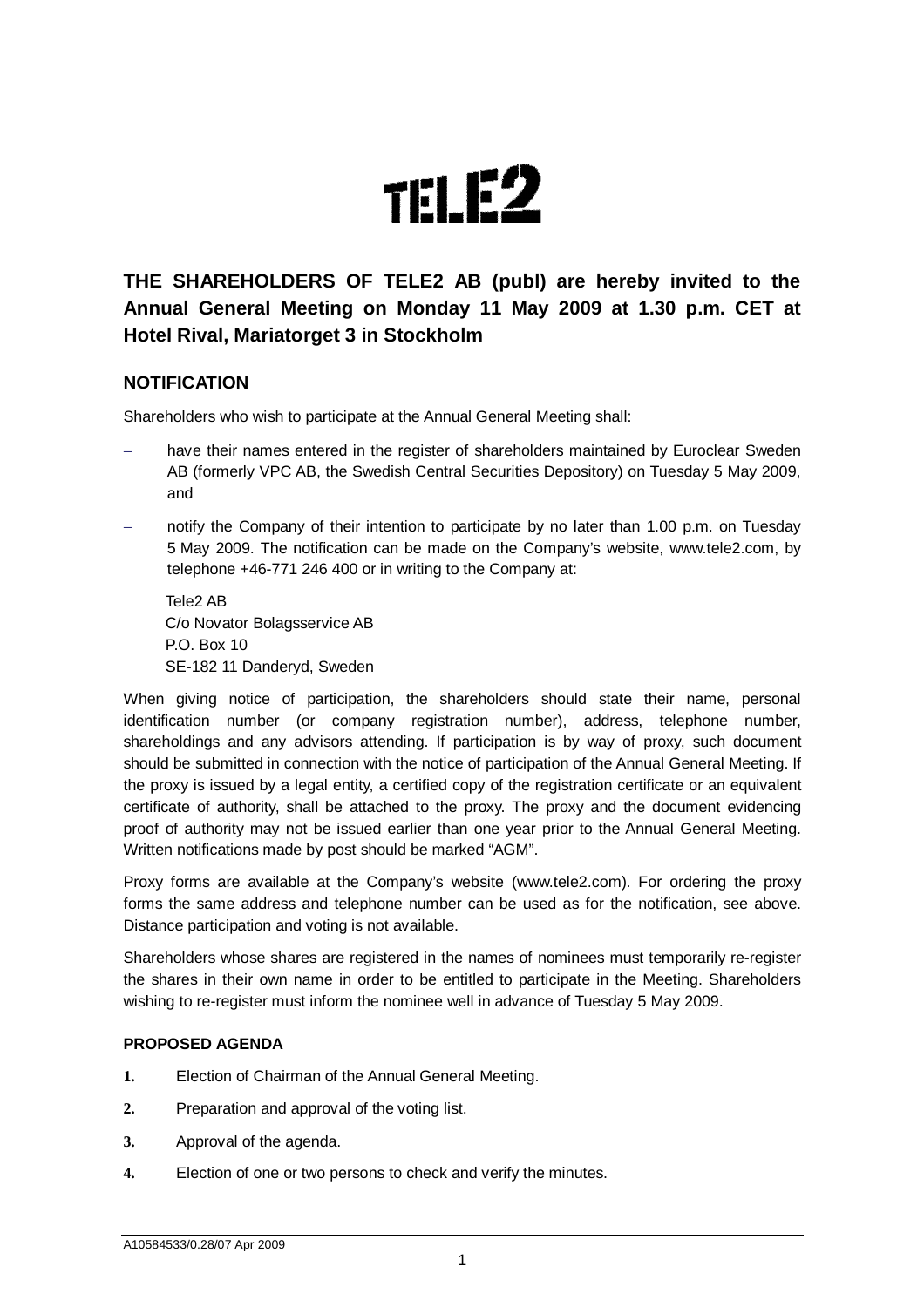# TELE2

## THE SHAREHOLDERS OF TELE2 AB (publ) are hereby invited to the Annual General Meeting on Monday 11 May 2009 at 1.30 p.m. CET at Hotel Rival, Mariatorget 3 in Stockholm

### NOTIFICATION

Shareholders who wish to participate at the Annual General Meeting shall:

- have their names entered in the register of shareholders maintained by Euroclear Sweden AB (formerly VPC AB, the Swedish Central Securities Depository) on Tuesday 5 May 2009, and
- notify the Company of their intention to participate by no later than 1.00 p.m. on Tuesday 5 May 2009. The notification can be made on the Company's website, www.tele2.com, by telephone +46-771 246 400 or in writing to the Company at:

  Tele2 AB
  C/o Novator Bolagsservice AB
  P.O. Box 10
  SE-182 11 Danderyd, Sweden

When giving notice of participation, the shareholders should state their name, personal identification number (or company registration number), address, telephone number, shareholdings and any advisors attending. If participation is by way of proxy, such document should be submitted in connection with the notice of participation of the Annual General Meeting. If the proxy is issued by a legal entity, a certified copy of the registration certificate or an equivalent certificate of authority, shall be attached to the proxy. The proxy and the document evidencing proof of authority may not be issued earlier than one year prior to the Annual General Meeting. Written notifications made by post should be marked "AGM".

Proxy forms are available at the Company's website (www.tele2.com). For ordering the proxy forms the same address and telephone number can be used as for the notification, see above. Distance participation and voting is not available.

Shareholders whose shares are registered in the names of nominees must temporarily re-register the shares in their own name in order to be entitled to participate in the Meeting. Shareholders wishing to re-register must inform the nominee well in advance of Tuesday 5 May 2009.

#### PROPOSED AGENDA

1. Election of Chairman of the Annual General Meeting.
2. Preparation and approval of the voting list.
3. Approval of the agenda.
4. Election of one or two persons to check and verify the minutes.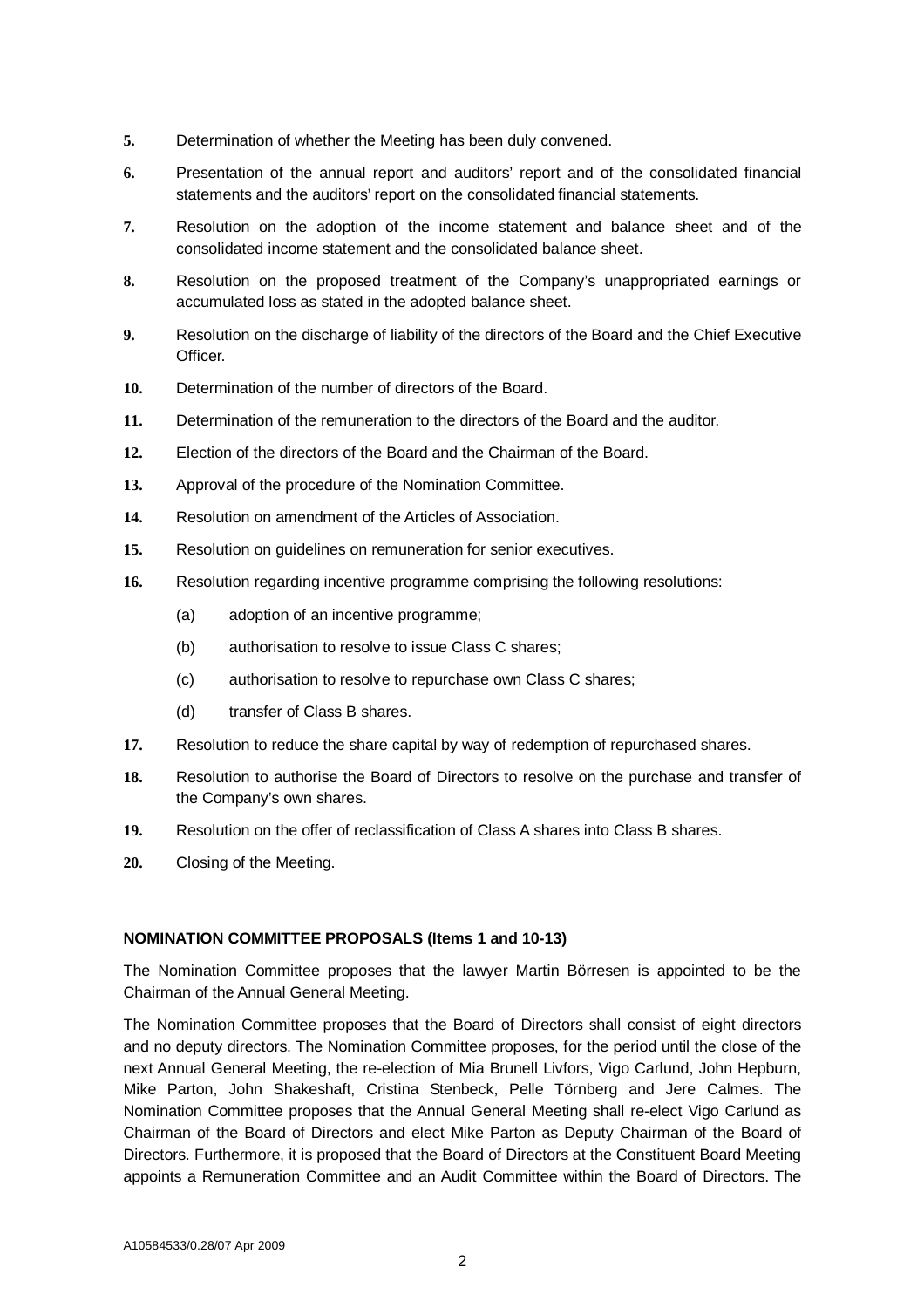5. Determination of whether the Meeting has been duly convened.
6. Presentation of the annual report and auditors' report and of the consolidated financial statements and the auditors' report on the consolidated financial statements.
7. Resolution on the adoption of the income statement and balance sheet and of the consolidated income statement and the consolidated balance sheet.
8. Resolution on the proposed treatment of the Company's unappropriated earnings or accumulated loss as stated in the adopted balance sheet.
9. Resolution on the discharge of liability of the directors of the Board and the Chief Executive Officer.
10. Determination of the number of directors of the Board.
11. Determination of the remuneration to the directors of the Board and the auditor.
12. Election of the directors of the Board and the Chairman of the Board.
13. Approval of the procedure of the Nomination Committee.
14. Resolution on amendment of the Articles of Association.
15. Resolution on guidelines on remuneration for senior executives.
16. Resolution regarding incentive programme comprising the following resolutions:
    - (a) adoption of an incentive programme;
    - (b) authorisation to resolve to issue Class C shares;
    - (c) authorisation to resolve to repurchase own Class C shares;
    - (d) transfer of Class B shares.
17. Resolution to reduce the share capital by way of redemption of repurchased shares.
18. Resolution to authorise the Board of Directors to resolve on the purchase and transfer of the Company's own shares.
19. Resolution on the offer of reclassification of Class A shares into Class B shares.
20. Closing of the Meeting.

**NOMINATION COMMITTEE PROPOSALS (Items 1 and 10-13)**

The Nomination Committee proposes that the lawyer Martin Börresen is appointed to be the Chairman of the Annual General Meeting.

The Nomination Committee proposes that the Board of Directors shall consist of eight directors and no deputy directors. The Nomination Committee proposes, for the period until the close of the next Annual General Meeting, the re-election of Mia Brunell Livfors, Vigo Carlund, John Hepburn, Mike Parton, John Shakeshaft, Cristina Stenbeck, Pelle Törnberg and Jere Calmes. The Nomination Committee proposes that the Annual General Meeting shall re-elect Vigo Carlund as Chairman of the Board of Directors and elect Mike Parton as Deputy Chairman of the Board of Directors. Furthermore, it is proposed that the Board of Directors at the Constituent Board Meeting appoints a Remuneration Committee and an Audit Committee within the Board of Directors. The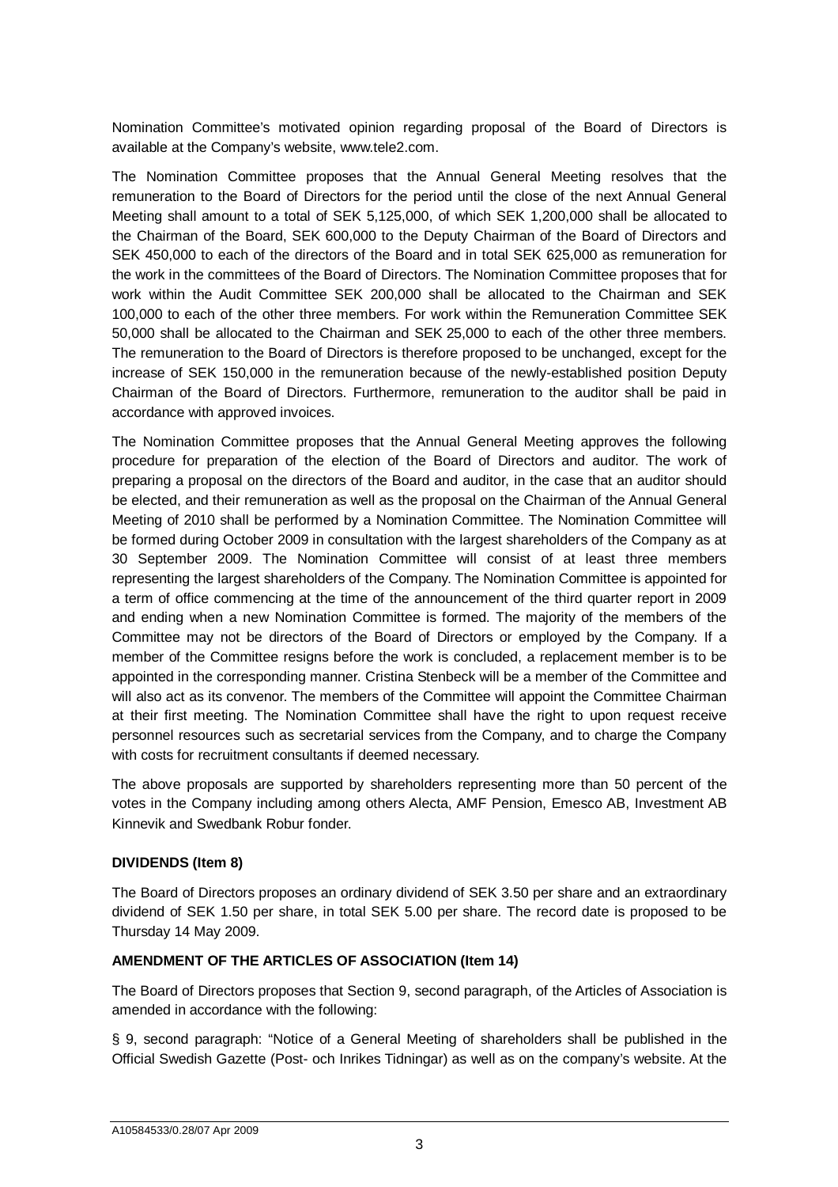Nomination Committee's motivated opinion regarding proposal of the Board of Directors is available at the Company's website, www.tele2.com.

The Nomination Committee proposes that the Annual General Meeting resolves that the remuneration to the Board of Directors for the period until the close of the next Annual General Meeting shall amount to a total of SEK 5,125,000, of which SEK 1,200,000 shall be allocated to the Chairman of the Board, SEK 600,000 to the Deputy Chairman of the Board of Directors and SEK 450,000 to each of the directors of the Board and in total SEK 625,000 as remuneration for the work in the committees of the Board of Directors. The Nomination Committee proposes that for work within the Audit Committee SEK 200,000 shall be allocated to the Chairman and SEK 100,000 to each of the other three members. For work within the Remuneration Committee SEK 50,000 shall be allocated to the Chairman and SEK 25,000 to each of the other three members. The remuneration to the Board of Directors is therefore proposed to be unchanged, except for the increase of SEK 150,000 in the remuneration because of the newly-established position Deputy Chairman of the Board of Directors. Furthermore, remuneration to the auditor shall be paid in accordance with approved invoices.

The Nomination Committee proposes that the Annual General Meeting approves the following procedure for preparation of the election of the Board of Directors and auditor. The work of preparing a proposal on the directors of the Board and auditor, in the case that an auditor should be elected, and their remuneration as well as the proposal on the Chairman of the Annual General Meeting of 2010 shall be performed by a Nomination Committee. The Nomination Committee will be formed during October 2009 in consultation with the largest shareholders of the Company as at 30 September 2009. The Nomination Committee will consist of at least three members representing the largest shareholders of the Company. The Nomination Committee is appointed for a term of office commencing at the time of the announcement of the third quarter report in 2009 and ending when a new Nomination Committee is formed. The majority of the members of the Committee may not be directors of the Board of Directors or employed by the Company. If a member of the Committee resigns before the work is concluded, a replacement member is to be appointed in the corresponding manner. Cristina Stenbeck will be a member of the Committee and will also act as its convenor. The members of the Committee will appoint the Committee Chairman at their first meeting. The Nomination Committee shall have the right to upon request receive personnel resources such as secretarial services from the Company, and to charge the Company with costs for recruitment consultants if deemed necessary.

The above proposals are supported by shareholders representing more than 50 percent of the votes in the Company including among others Alecta, AMF Pension, Emesco AB, Investment AB Kinnevik and Swedbank Robur fonder.

**DIVIDENDS (Item 8)**

The Board of Directors proposes an ordinary dividend of SEK 3.50 per share and an extraordinary dividend of SEK 1.50 per share, in total SEK 5.00 per share. The record date is proposed to be Thursday 14 May 2009.

**AMENDMENT OF THE ARTICLES OF ASSOCIATION (Item 14)**

The Board of Directors proposes that Section 9, second paragraph, of the Articles of Association is amended in accordance with the following:

§ 9, second paragraph: "Notice of a General Meeting of shareholders shall be published in the Official Swedish Gazette (Post- och Inrikes Tidningar) as well as on the company's website. At the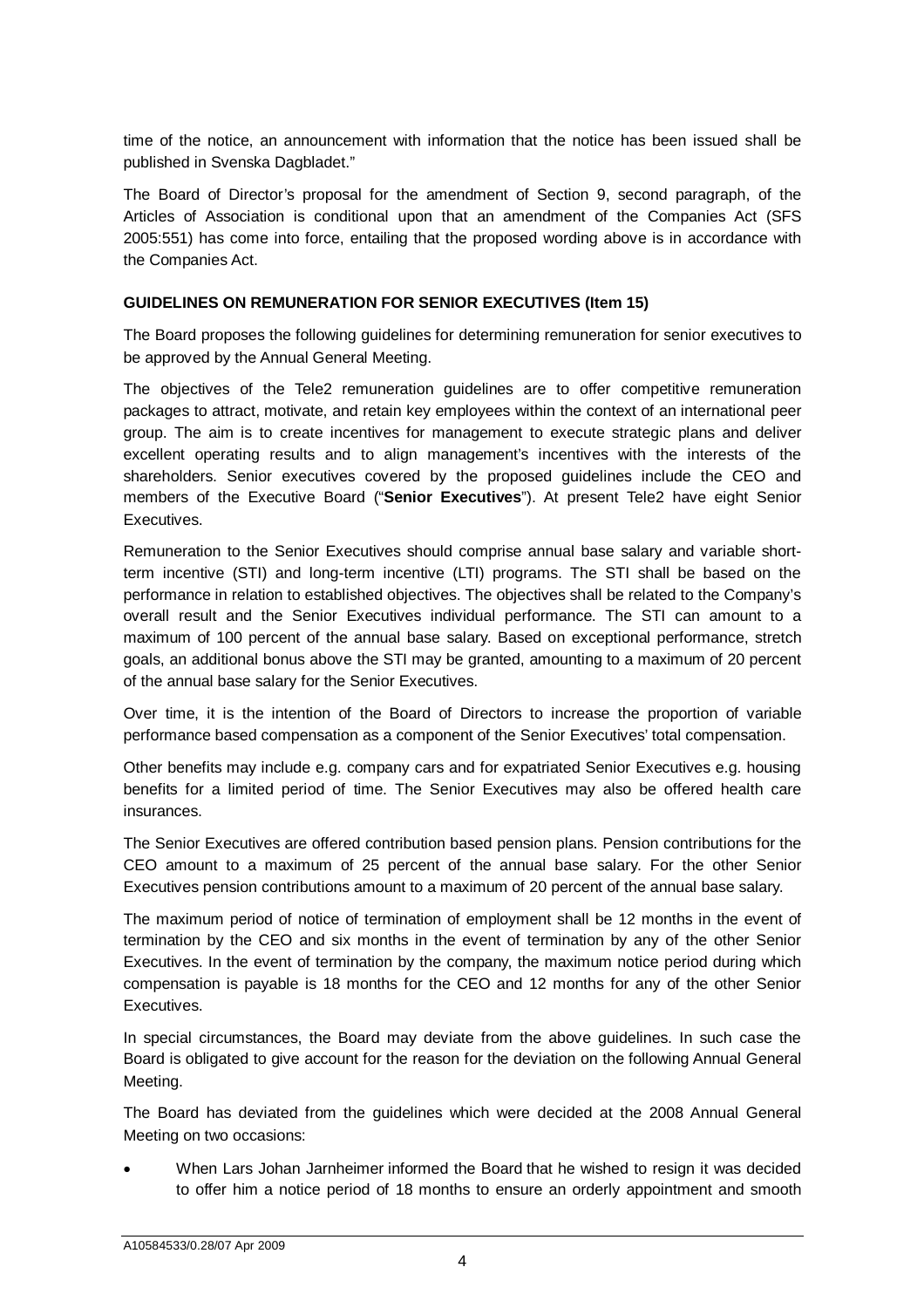time of the notice, an announcement with information that the notice has been issued shall be published in Svenska Dagbladet."

The Board of Director's proposal for the amendment of Section 9, second paragraph, of the Articles of Association is conditional upon that an amendment of the Companies Act (SFS 2005:551) has come into force, entailing that the proposed wording above is in accordance with the Companies Act.

**GUIDELINES ON REMUNERATION FOR SENIOR EXECUTIVES (Item 15)**

The Board proposes the following guidelines for determining remuneration for senior executives to be approved by the Annual General Meeting.

The objectives of the Tele2 remuneration guidelines are to offer competitive remuneration packages to attract, motivate, and retain key employees within the context of an international peer group. The aim is to create incentives for management to execute strategic plans and deliver excellent operating results and to align management's incentives with the interests of the shareholders. Senior executives covered by the proposed guidelines include the CEO and members of the Executive Board ("**Senior Executives**"). At present Tele2 have eight Senior Executives.

Remuneration to the Senior Executives should comprise annual base salary and variable short-term incentive (STI) and long-term incentive (LTI) programs. The STI shall be based on the performance in relation to established objectives. The objectives shall be related to the Company's overall result and the Senior Executives individual performance. The STI can amount to a maximum of 100 percent of the annual base salary. Based on exceptional performance, stretch goals, an additional bonus above the STI may be granted, amounting to a maximum of 20 percent of the annual base salary for the Senior Executives.

Over time, it is the intention of the Board of Directors to increase the proportion of variable performance based compensation as a component of the Senior Executives' total compensation.

Other benefits may include e.g. company cars and for expatriated Senior Executives e.g. housing benefits for a limited period of time. The Senior Executives may also be offered health care insurances.

The Senior Executives are offered contribution based pension plans. Pension contributions for the CEO amount to a maximum of 25 percent of the annual base salary. For the other Senior Executives pension contributions amount to a maximum of 20 percent of the annual base salary.

The maximum period of notice of termination of employment shall be 12 months in the event of termination by the CEO and six months in the event of termination by any of the other Senior Executives. In the event of termination by the company, the maximum notice period during which compensation is payable is 18 months for the CEO and 12 months for any of the other Senior Executives.

In special circumstances, the Board may deviate from the above guidelines. In such case the Board is obligated to give account for the reason for the deviation on the following Annual General Meeting.

The Board has deviated from the guidelines which were decided at the 2008 Annual General Meeting on two occasions:

- When Lars Johan Jarnheimer informed the Board that he wished to resign it was decided to offer him a notice period of 18 months to ensure an orderly appointment and smooth

A10584533/0.28/07 Apr 2009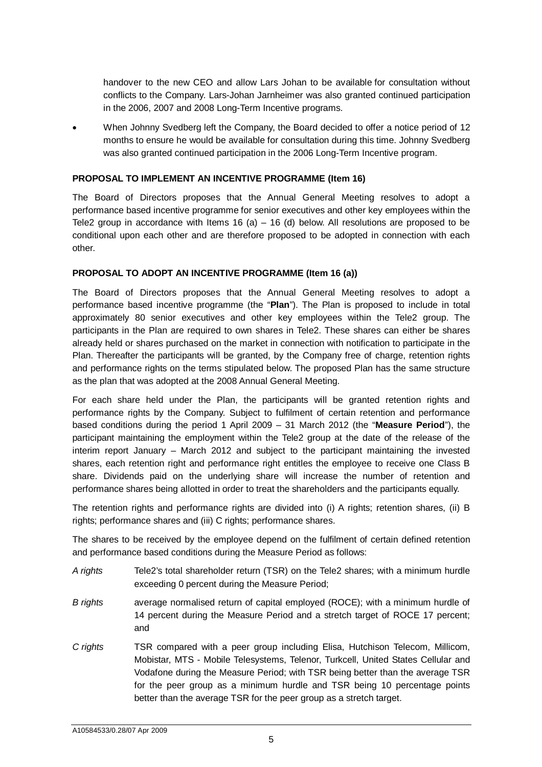handover to the new CEO and allow Lars Johan to be available for consultation without conflicts to the Company. Lars-Johan Jarnheimer was also granted continued participation in the 2006, 2007 and 2008 Long-Term Incentive programs.

- When Johnny Svedberg left the Company, the Board decided to offer a notice period of 12 months to ensure he would be available for consultation during this time. Johnny Svedberg was also granted continued participation in the 2006 Long-Term Incentive program.

**PROPOSAL TO IMPLEMENT AN INCENTIVE PROGRAMME (Item 16)**

The Board of Directors proposes that the Annual General Meeting resolves to adopt a performance based incentive programme for senior executives and other key employees within the Tele2 group in accordance with Items 16 (a) – 16 (d) below. All resolutions are proposed to be conditional upon each other and are therefore proposed to be adopted in connection with each other.

**PROPOSAL TO ADOPT AN INCENTIVE PROGRAMME (Item 16 (a))**

The Board of Directors proposes that the Annual General Meeting resolves to adopt a performance based incentive programme (the "**Plan**"). The Plan is proposed to include in total approximately 80 senior executives and other key employees within the Tele2 group. The participants in the Plan are required to own shares in Tele2. These shares can either be shares already held or shares purchased on the market in connection with notification to participate in the Plan. Thereafter the participants will be granted, by the Company free of charge, retention rights and performance rights on the terms stipulated below. The proposed Plan has the same structure as the plan that was adopted at the 2008 Annual General Meeting.

For each share held under the Plan, the participants will be granted retention rights and performance rights by the Company. Subject to fulfilment of certain retention and performance based conditions during the period 1 April 2009 – 31 March 2012 (the "**Measure Period**"), the participant maintaining the employment within the Tele2 group at the date of the release of the interim report January – March 2012 and subject to the participant maintaining the invested shares, each retention right and performance right entitles the employee to receive one Class B share. Dividends paid on the underlying share will increase the number of retention and performance shares being allotted in order to treat the shareholders and the participants equally.

The retention rights and performance rights are divided into (i) A rights; retention shares, (ii) B rights; performance shares and (iii) C rights; performance shares.

The shares to be received by the employee depend on the fulfilment of certain defined retention and performance based conditions during the Measure Period as follows:

*A rights* Tele2's total shareholder return (TSR) on the Tele2 shares; with a minimum hurdle exceeding 0 percent during the Measure Period;

*B rights* average normalised return of capital employed (ROCE); with a minimum hurdle of 14 percent during the Measure Period and a stretch target of ROCE 17 percent; and

*C rights* TSR compared with a peer group including Elisa, Hutchison Telecom, Millicom, Mobistar, MTS - Mobile Telesystems, Telenor, Turkcell, United States Cellular and Vodafone during the Measure Period; with TSR being better than the average TSR for the peer group as a minimum hurdle and TSR being 10 percentage points better than the average TSR for the peer group as a stretch target.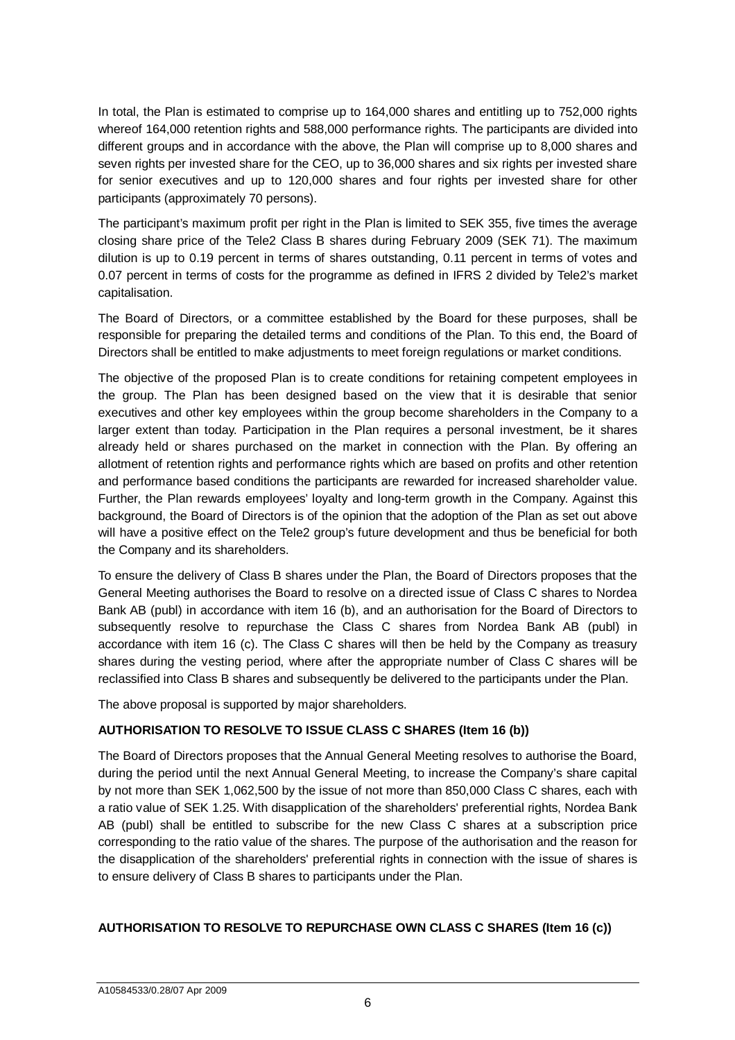In total, the Plan is estimated to comprise up to 164,000 shares and entitling up to 752,000 rights whereof 164,000 retention rights and 588,000 performance rights. The participants are divided into different groups and in accordance with the above, the Plan will comprise up to 8,000 shares and seven rights per invested share for the CEO, up to 36,000 shares and six rights per invested share for senior executives and up to 120,000 shares and four rights per invested share for other participants (approximately 70 persons).

The participant's maximum profit per right in the Plan is limited to SEK 355, five times the average closing share price of the Tele2 Class B shares during February 2009 (SEK 71). The maximum dilution is up to 0.19 percent in terms of shares outstanding, 0.11 percent in terms of votes and 0.07 percent in terms of costs for the programme as defined in IFRS 2 divided by Tele2's market capitalisation.

The Board of Directors, or a committee established by the Board for these purposes, shall be responsible for preparing the detailed terms and conditions of the Plan. To this end, the Board of Directors shall be entitled to make adjustments to meet foreign regulations or market conditions.

The objective of the proposed Plan is to create conditions for retaining competent employees in the group. The Plan has been designed based on the view that it is desirable that senior executives and other key employees within the group become shareholders in the Company to a larger extent than today. Participation in the Plan requires a personal investment, be it shares already held or shares purchased on the market in connection with the Plan. By offering an allotment of retention rights and performance rights which are based on profits and other retention and performance based conditions the participants are rewarded for increased shareholder value. Further, the Plan rewards employees' loyalty and long-term growth in the Company. Against this background, the Board of Directors is of the opinion that the adoption of the Plan as set out above will have a positive effect on the Tele2 group's future development and thus be beneficial for both the Company and its shareholders.

To ensure the delivery of Class B shares under the Plan, the Board of Directors proposes that the General Meeting authorises the Board to resolve on a directed issue of Class C shares to Nordea Bank AB (publ) in accordance with item 16 (b), and an authorisation for the Board of Directors to subsequently resolve to repurchase the Class C shares from Nordea Bank AB (publ) in accordance with item 16 (c). The Class C shares will then be held by the Company as treasury shares during the vesting period, where after the appropriate number of Class C shares will be reclassified into Class B shares and subsequently be delivered to the participants under the Plan.

The above proposal is supported by major shareholders.

**AUTHORISATION TO RESOLVE TO ISSUE CLASS C SHARES (Item 16 (b))**

The Board of Directors proposes that the Annual General Meeting resolves to authorise the Board, during the period until the next Annual General Meeting, to increase the Company's share capital by not more than SEK 1,062,500 by the issue of not more than 850,000 Class C shares, each with a ratio value of SEK 1.25. With disapplication of the shareholders' preferential rights, Nordea Bank AB (publ) shall be entitled to subscribe for the new Class C shares at a subscription price corresponding to the ratio value of the shares. The purpose of the authorisation and the reason for the disapplication of the shareholders' preferential rights in connection with the issue of shares is to ensure delivery of Class B shares to participants under the Plan.

**AUTHORISATION TO RESOLVE TO REPURCHASE OWN CLASS C SHARES (Item 16 (c))**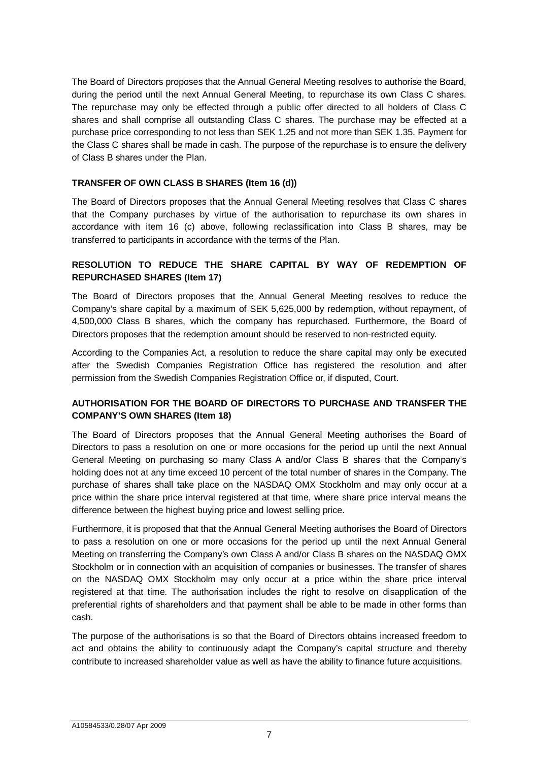The Board of Directors proposes that the Annual General Meeting resolves to authorise the Board, during the period until the next Annual General Meeting, to repurchase its own Class C shares. The repurchase may only be effected through a public offer directed to all holders of Class C shares and shall comprise all outstanding Class C shares. The purchase may be effected at a purchase price corresponding to not less than SEK 1.25 and not more than SEK 1.35. Payment for the Class C shares shall be made in cash. The purpose of the repurchase is to ensure the delivery of Class B shares under the Plan.

**TRANSFER OF OWN CLASS B SHARES (Item 16 (d))**

The Board of Directors proposes that the Annual General Meeting resolves that Class C shares that the Company purchases by virtue of the authorisation to repurchase its own shares in accordance with item 16 (c) above, following reclassification into Class B shares, may be transferred to participants in accordance with the terms of the Plan.

**RESOLUTION TO REDUCE THE SHARE CAPITAL BY WAY OF REDEMPTION OF REPURCHASED SHARES (Item 17)**

The Board of Directors proposes that the Annual General Meeting resolves to reduce the Company's share capital by a maximum of SEK 5,625,000 by redemption, without repayment, of 4,500,000 Class B shares, which the company has repurchased. Furthermore, the Board of Directors proposes that the redemption amount should be reserved to non-restricted equity.

According to the Companies Act, a resolution to reduce the share capital may only be executed after the Swedish Companies Registration Office has registered the resolution and after permission from the Swedish Companies Registration Office or, if disputed, Court.

**AUTHORISATION FOR THE BOARD OF DIRECTORS TO PURCHASE AND TRANSFER THE COMPANY'S OWN SHARES (Item 18)**

The Board of Directors proposes that the Annual General Meeting authorises the Board of Directors to pass a resolution on one or more occasions for the period up until the next Annual General Meeting on purchasing so many Class A and/or Class B shares that the Company's holding does not at any time exceed 10 percent of the total number of shares in the Company. The purchase of shares shall take place on the NASDAQ OMX Stockholm and may only occur at a price within the share price interval registered at that time, where share price interval means the difference between the highest buying price and lowest selling price.

Furthermore, it is proposed that that the Annual General Meeting authorises the Board of Directors to pass a resolution on one or more occasions for the period up until the next Annual General Meeting on transferring the Company's own Class A and/or Class B shares on the NASDAQ OMX Stockholm or in connection with an acquisition of companies or businesses. The transfer of shares on the NASDAQ OMX Stockholm may only occur at a price within the share price interval registered at that time. The authorisation includes the right to resolve on disapplication of the preferential rights of shareholders and that payment shall be able to be made in other forms than cash.

The purpose of the authorisations is so that the Board of Directors obtains increased freedom to act and obtains the ability to continuously adapt the Company's capital structure and thereby contribute to increased shareholder value as well as have the ability to finance future acquisitions.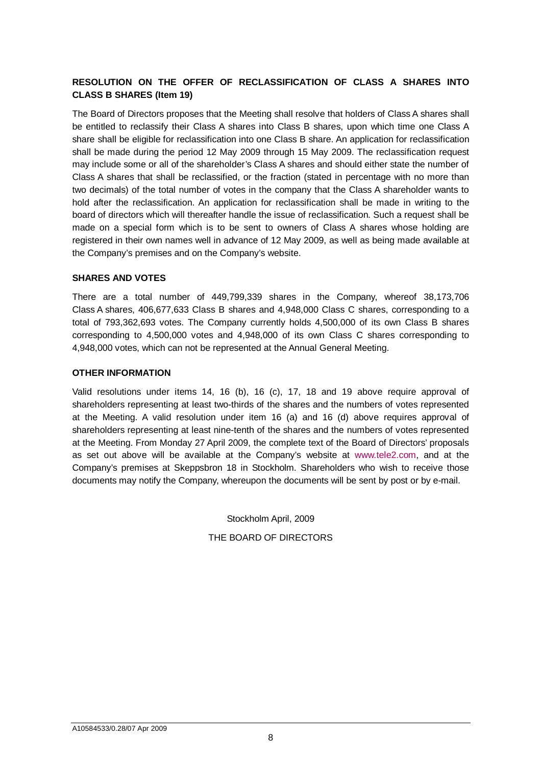## RESOLUTION ON THE OFFER OF RECLASSIFICATION OF CLASS A SHARES INTO CLASS B SHARES (Item 19)

The Board of Directors proposes that the Meeting shall resolve that holders of Class A shares shall be entitled to reclassify their Class A shares into Class B shares, upon which time one Class A share shall be eligible for reclassification into one Class B share. An application for reclassification shall be made during the period 12 May 2009 through 15 May 2009. The reclassification request may include some or all of the shareholder's Class A shares and should either state the number of Class A shares that shall be reclassified, or the fraction (stated in percentage with no more than two decimals) of the total number of votes in the company that the Class A shareholder wants to hold after the reclassification. An application for reclassification shall be made in writing to the board of directors which will thereafter handle the issue of reclassification. Such a request shall be made on a special form which is to be sent to owners of Class A shares whose holding are registered in their own names well in advance of 12 May 2009, as well as being made available at the Company's premises and on the Company's website.

## SHARES AND VOTES

There are a total number of 449,799,339 shares in the Company, whereof 38,173,706 Class A shares, 406,677,633 Class B shares and 4,948,000 Class C shares, corresponding to a total of 793,362,693 votes. The Company currently holds 4,500,000 of its own Class B shares corresponding to 4,500,000 votes and 4,948,000 of its own Class C shares corresponding to 4,948,000 votes, which can not be represented at the Annual General Meeting.

## OTHER INFORMATION

Valid resolutions under items 14, 16 (b), 16 (c), 17, 18 and 19 above require approval of shareholders representing at least two-thirds of the shares and the numbers of votes represented at the Meeting. A valid resolution under item 16 (a) and 16 (d) above requires approval of shareholders representing at least nine-tenth of the shares and the numbers of votes represented at the Meeting. From Monday 27 April 2009, the complete text of the Board of Directors' proposals as set out above will be available at the Company's website at www.tele2.com, and at the Company's premises at Skeppsbron 18 in Stockholm. Shareholders who wish to receive those documents may notify the Company, whereupon the documents will be sent by post or by e-mail.

Stockholm April, 2009

THE BOARD OF DIRECTORS

A10584533/0.28/07 Apr 2009